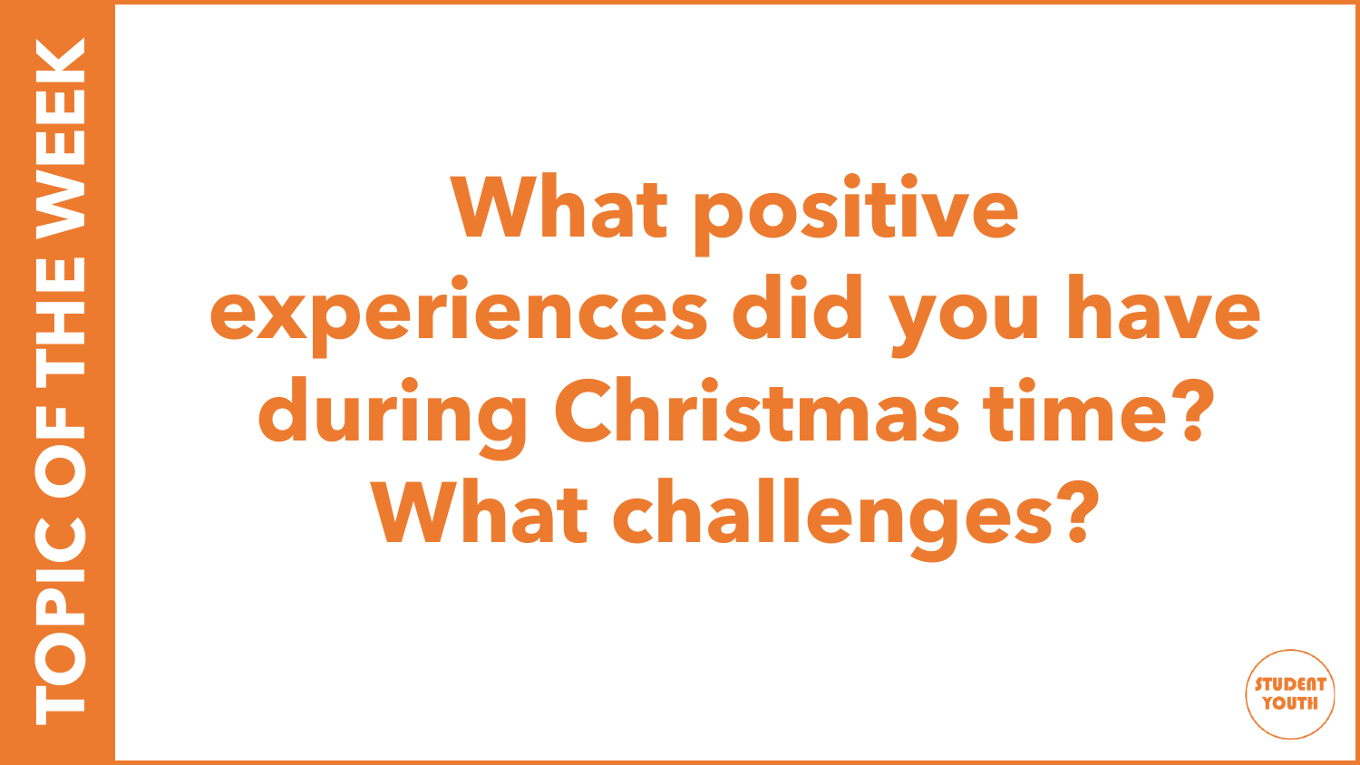## TOPIC OF THE WEEK

# What positive experiences did you have during Christmas time? What challenges?

STUDENT YOUTH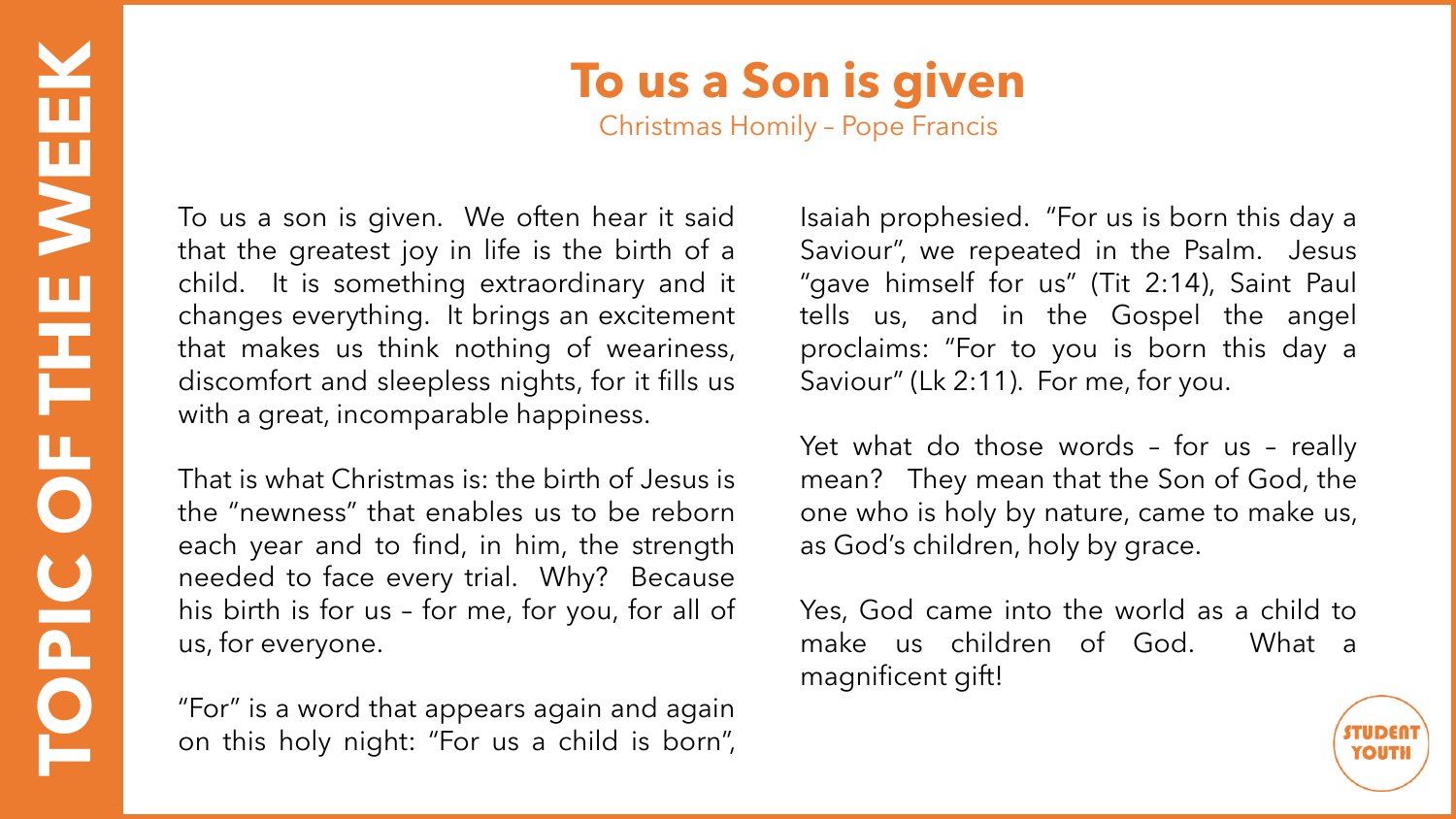# To us a Son is given

Christmas Homily – Pope Francis

To us a son is given. We often hear it said that the greatest joy in life is the birth of a child. It is something extraordinary and it changes everything. It brings an excitement that makes us think nothing of weariness, discomfort and sleepless nights, for it fills us with a great, incomparable happiness.

That is what Christmas is: the birth of Jesus is the "newness" that enables us to be reborn each year and to find, in him, the strength needed to face every trial. Why? Because his birth is for us – for me, for you, for all of us, for everyone.

"For" is a word that appears again and again on this holy night: "For us a child is born", Isaiah prophesied. "For us is born this day a Saviour", we repeated in the Psalm. Jesus "gave himself for us" (Tit 2:14), Saint Paul tells us, and in the Gospel the angel proclaims: "For to you is born this day a Saviour" (Lk 2:11). For me, for you.

Yet what do those words – for us – really mean? They mean that the Son of God, the one who is holy by nature, came to make us, as God's children, holy by grace.

Yes, God came into the world as a child to make us children of God. What a magnificent gift!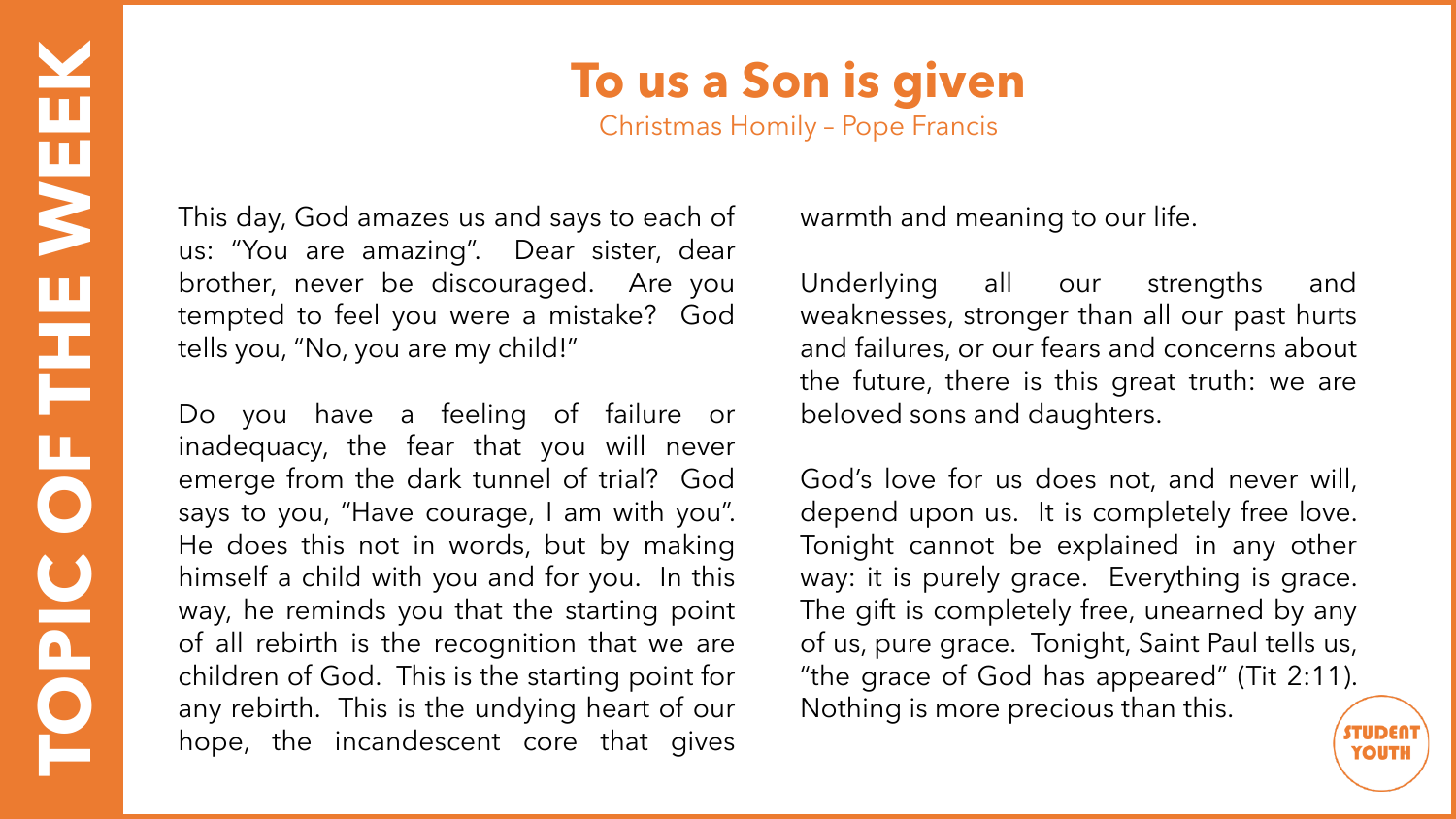# To us a Son is given

Christmas Homily – Pope Francis

This day, God amazes us and says to each of us: "You are amazing". Dear sister, dear brother, never be discouraged. Are you tempted to feel you were a mistake? God tells you, "No, you are my child!"

Do you have a feeling of failure or inadequacy, the fear that you will never emerge from the dark tunnel of trial? God says to you, "Have courage, I am with you". He does this not in words, but by making himself a child with you and for you. In this way, he reminds you that the starting point of all rebirth is the recognition that we are children of God. This is the starting point for any rebirth. This is the undying heart of our hope, the incandescent core that gives warmth and meaning to our life.

Underlying all our strengths and weaknesses, stronger than all our past hurts and failures, or our fears and concerns about the future, there is this great truth: we are beloved sons and daughters.

God's love for us does not, and never will, depend upon us. It is completely free love. Tonight cannot be explained in any other way: it is purely grace. Everything is grace. The gift is completely free, unearned by any of us, pure grace. Tonight, Saint Paul tells us, "the grace of God has appeared" (Tit 2:11). Nothing is more precious than this.